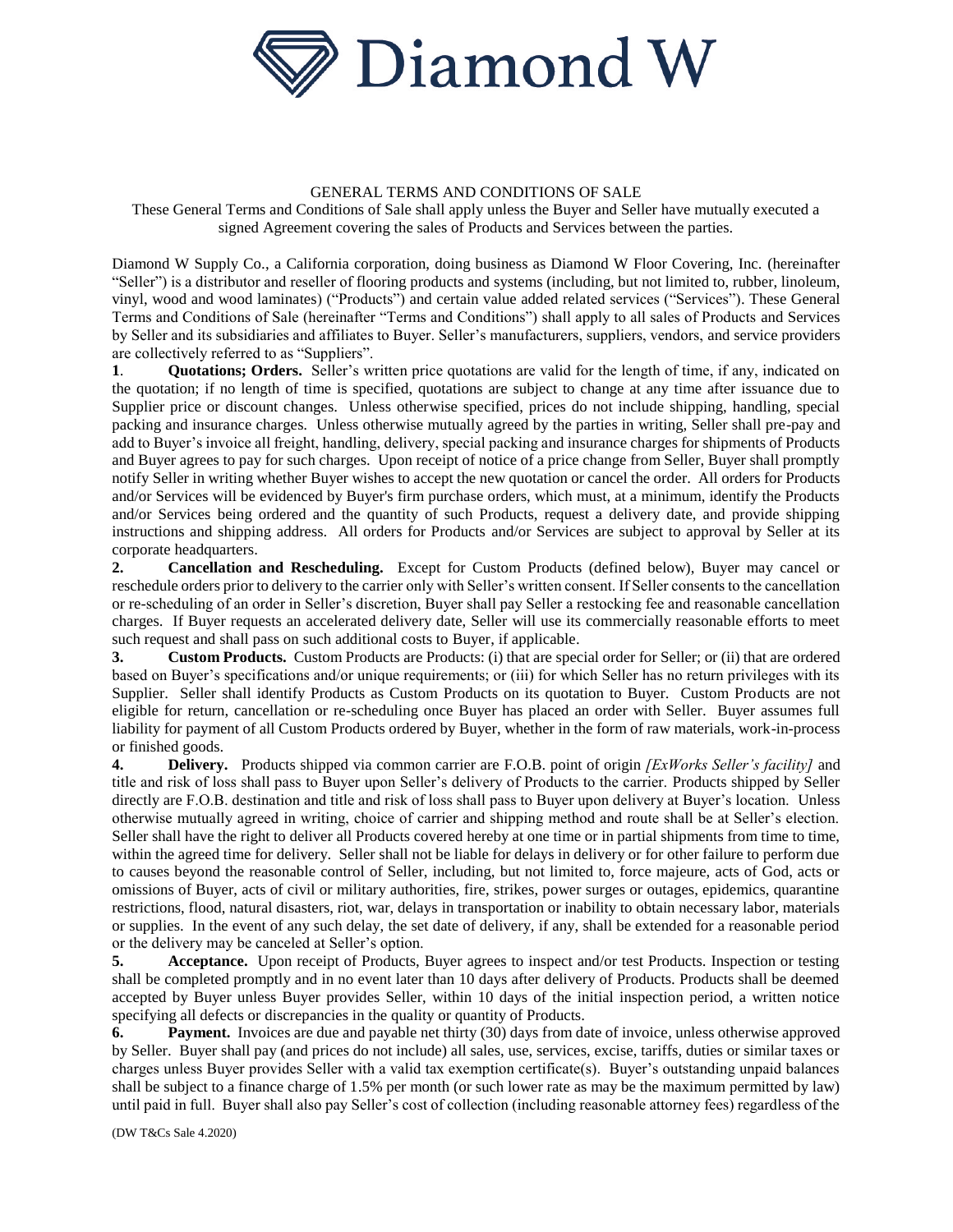# Diamond W

GENERAL TERMS AND CONDITIONS OF SALE

These General Terms and Conditions of Sale shall apply unless the Buyer and Seller have mutually executed a signed Agreement covering the sales of Products and Services between the parties.

Diamond W Supply Co., a California corporation, doing business as Diamond W Floor Covering, Inc. (hereinafter "Seller") is a distributor and reseller of flooring products and systems (including, but not limited to, rubber, linoleum, vinyl, wood and wood laminates) ("Products") and certain value added related services ("Services"). These General Terms and Conditions of Sale (hereinafter "Terms and Conditions") shall apply to all sales of Products and Services by Seller and its subsidiaries and affiliates to Buyer. Seller's manufacturers, suppliers, vendors, and service providers are collectively referred to as "Suppliers".

**1**. **Quotations; Orders.** Seller's written price quotations are valid for the length of time, if any, indicated on the quotation; if no length of time is specified, quotations are subject to change at any time after issuance due to Supplier price or discount changes. Unless otherwise specified, prices do not include shipping, handling, special packing and insurance charges. Unless otherwise mutually agreed by the parties in writing, Seller shall pre-pay and add to Buyer's invoice all freight, handling, delivery, special packing and insurance charges for shipments of Products and Buyer agrees to pay for such charges. Upon receipt of notice of a price change from Seller, Buyer shall promptly notify Seller in writing whether Buyer wishes to accept the new quotation or cancel the order. All orders for Products and/or Services will be evidenced by Buyer's firm purchase orders, which must, at a minimum, identify the Products and/or Services being ordered and the quantity of such Products, request a delivery date, and provide shipping instructions and shipping address. All orders for Products and/or Services are subject to approval by Seller at its corporate headquarters.

**2. Cancellation and Rescheduling.** Except for Custom Products (defined below), Buyer may cancel or reschedule orders prior to delivery to the carrier only with Seller's written consent. If Seller consents to the cancellation or re-scheduling of an order in Seller's discretion, Buyer shall pay Seller a restocking fee and reasonable cancellation charges. If Buyer requests an accelerated delivery date, Seller will use its commercially reasonable efforts to meet such request and shall pass on such additional costs to Buyer, if applicable.

**3. Custom Products.** Custom Products are Products: (i) that are special order for Seller; or (ii) that are ordered based on Buyer's specifications and/or unique requirements; or (iii) for which Seller has no return privileges with its Supplier. Seller shall identify Products as Custom Products on its quotation to Buyer. Custom Products are not eligible for return, cancellation or re-scheduling once Buyer has placed an order with Seller. Buyer assumes full liability for payment of all Custom Products ordered by Buyer, whether in the form of raw materials, work-in-process or finished goods.

**4. Delivery.** Products shipped via common carrier are F.O.B. point of origin *[ExWorks Seller's facility]* and title and risk of loss shall pass to Buyer upon Seller's delivery of Products to the carrier. Products shipped by Seller directly are F.O.B. destination and title and risk of loss shall pass to Buyer upon delivery at Buyer's location. Unless otherwise mutually agreed in writing, choice of carrier and shipping method and route shall be at Seller's election. Seller shall have the right to deliver all Products covered hereby at one time or in partial shipments from time to time, within the agreed time for delivery. Seller shall not be liable for delays in delivery or for other failure to perform due to causes beyond the reasonable control of Seller, including, but not limited to, force majeure, acts of God, acts or omissions of Buyer, acts of civil or military authorities, fire, strikes, power surges or outages, epidemics, quarantine restrictions, flood, natural disasters, riot, war, delays in transportation or inability to obtain necessary labor, materials or supplies. In the event of any such delay, the set date of delivery, if any, shall be extended for a reasonable period or the delivery may be canceled at Seller's option.

**5. Acceptance.** Upon receipt of Products, Buyer agrees to inspect and/or test Products. Inspection or testing shall be completed promptly and in no event later than 10 days after delivery of Products. Products shall be deemed accepted by Buyer unless Buyer provides Seller, within 10 days of the initial inspection period, a written notice specifying all defects or discrepancies in the quality or quantity of Products.

**6. Payment.** Invoices are due and payable net thirty (30) days from date of invoice, unless otherwise approved by Seller. Buyer shall pay (and prices do not include) all sales, use, services, excise, tariffs, duties or similar taxes or charges unless Buyer provides Seller with a valid tax exemption certificate(s). Buyer's outstanding unpaid balances shall be subject to a finance charge of 1.5% per month (or such lower rate as may be the maximum permitted by law) until paid in full. Buyer shall also pay Seller's cost of collection (including reasonable attorney fees) regardless of the

(DW T&Cs Sale 4.2020)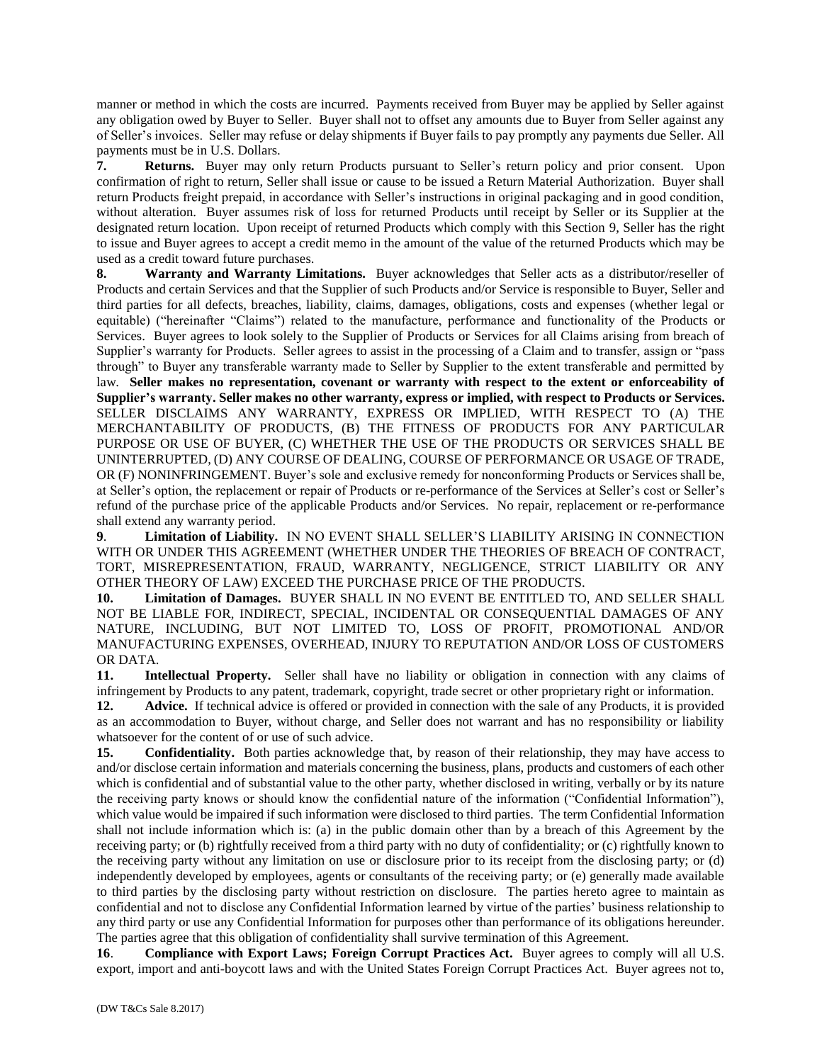manner or method in which the costs are incurred. Payments received from Buyer may be applied by Seller against any obligation owed by Buyer to Seller. Buyer shall not to offset any amounts due to Buyer from Seller against any of Seller's invoices. Seller may refuse or delay shipments if Buyer fails to pay promptly any payments due Seller. All payments must be in U.S. Dollars.

**7. Returns.** Buyer may only return Products pursuant to Seller's return policy and prior consent. Upon confirmation of right to return, Seller shall issue or cause to be issued a Return Material Authorization. Buyer shall return Products freight prepaid, in accordance with Seller's instructions in original packaging and in good condition, without alteration. Buyer assumes risk of loss for returned Products until receipt by Seller or its Supplier at the designated return location. Upon receipt of returned Products which comply with this Section 9, Seller has the right to issue and Buyer agrees to accept a credit memo in the amount of the value of the returned Products which may be used as a credit toward future purchases.

**8. Warranty and Warranty Limitations.** Buyer acknowledges that Seller acts as a distributor/reseller of Products and certain Services and that the Supplier of such Products and/or Service is responsible to Buyer, Seller and third parties for all defects, breaches, liability, claims, damages, obligations, costs and expenses (whether legal or equitable) ("hereinafter "Claims") related to the manufacture, performance and functionality of the Products or Services. Buyer agrees to look solely to the Supplier of Products or Services for all Claims arising from breach of Supplier's warranty for Products. Seller agrees to assist in the processing of a Claim and to transfer, assign or "pass through" to Buyer any transferable warranty made to Seller by Supplier to the extent transferable and permitted by law. **Seller makes no representation, covenant or warranty with respect to the extent or enforceability of Supplier's warranty. Seller makes no other warranty, express or implied, with respect to Products or Services.** SELLER DISCLAIMS ANY WARRANTY, EXPRESS OR IMPLIED, WITH RESPECT TO (A) THE MERCHANTABILITY OF PRODUCTS, (B) THE FITNESS OF PRODUCTS FOR ANY PARTICULAR PURPOSE OR USE OF BUYER, (C) WHETHER THE USE OF THE PRODUCTS OR SERVICES SHALL BE UNINTERRUPTED, (D) ANY COURSE OF DEALING, COURSE OF PERFORMANCE OR USAGE OF TRADE, OR (F) NONINFRINGEMENT. Buyer's sole and exclusive remedy for nonconforming Products or Services shall be, at Seller's option, the replacement or repair of Products or re-performance of the Services at Seller's cost or Seller's refund of the purchase price of the applicable Products and/or Services. No repair, replacement or re-performance shall extend any warranty period.

**9. Limitation of Liability.** IN NO EVENT SHALL SELLER'S LIABILITY ARISING IN CONNECTION WITH OR UNDER THIS AGREEMENT (WHETHER UNDER THE THEORIES OF BREACH OF CONTRACT, TORT, MISREPRESENTATION, FRAUD, WARRANTY, NEGLIGENCE, STRICT LIABILITY OR ANY OTHER THEORY OF LAW) EXCEED THE PURCHASE PRICE OF THE PRODUCTS.

**10. Limitation of Damages.** BUYER SHALL IN NO EVENT BE ENTITLED TO, AND SELLER SHALL NOT BE LIABLE FOR, INDIRECT, SPECIAL, INCIDENTAL OR CONSEQUENTIAL DAMAGES OF ANY NATURE, INCLUDING, BUT NOT LIMITED TO, LOSS OF PROFIT, PROMOTIONAL AND/OR MANUFACTURING EXPENSES, OVERHEAD, INJURY TO REPUTATION AND/OR LOSS OF CUSTOMERS OR DATA.

**11. Intellectual Property.** Seller shall have no liability or obligation in connection with any claims of infringement by Products to any patent, trademark, copyright, trade secret or other proprietary right or information.

**12. Advice.** If technical advice is offered or provided in connection with the sale of any Products, it is provided as an accommodation to Buyer, without charge, and Seller does not warrant and has no responsibility or liability whatsoever for the content of or use of such advice.

**15. Confidentiality.** Both parties acknowledge that, by reason of their relationship, they may have access to and/or disclose certain information and materials concerning the business, plans, products and customers of each other which is confidential and of substantial value to the other party, whether disclosed in writing, verbally or by its nature the receiving party knows or should know the confidential nature of the information ("Confidential Information"), which value would be impaired if such information were disclosed to third parties. The term Confidential Information shall not include information which is: (a) in the public domain other than by a breach of this Agreement by the receiving party; or (b) rightfully received from a third party with no duty of confidentiality; or (c) rightfully known to the receiving party without any limitation on use or disclosure prior to its receipt from the disclosing party; or (d) independently developed by employees, agents or consultants of the receiving party; or (e) generally made available to third parties by the disclosing party without restriction on disclosure. The parties hereto agree to maintain as confidential and not to disclose any Confidential Information learned by virtue of the parties' business relationship to any third party or use any Confidential Information for purposes other than performance of its obligations hereunder. The parties agree that this obligation of confidentiality shall survive termination of this Agreement.

**16. Compliance with Export Laws; Foreign Corrupt Practices Act.** Buyer agrees to comply will all U.S. export, import and anti-boycott laws and with the United States Foreign Corrupt Practices Act. Buyer agrees not to,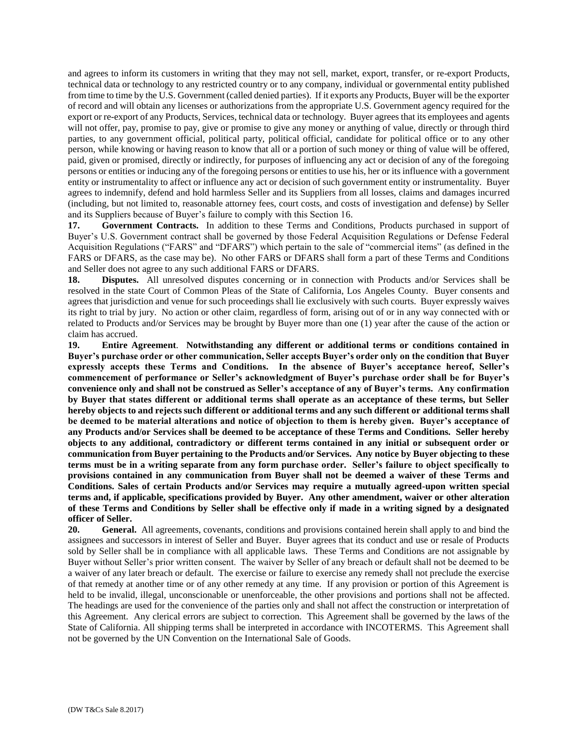and agrees to inform its customers in writing that they may not sell, market, export, transfer, or re-export Products, technical data or technology to any restricted country or to any company, individual or governmental entity published from time to time by the U.S. Government (called denied parties). If it exports any Products, Buyer will be the exporter of record and will obtain any licenses or authorizations from the appropriate U.S. Government agency required for the export or re-export of any Products, Services, technical data or technology. Buyer agrees that its employees and agents will not offer, pay, promise to pay, give or promise to give any money or anything of value, directly or through third parties, to any government official, political party, political official, candidate for political office or to any other person, while knowing or having reason to know that all or a portion of such money or thing of value will be offered, paid, given or promised, directly or indirectly, for purposes of influencing any act or decision of any of the foregoing persons or entities or inducing any of the foregoing persons or entities to use his, her or its influence with a government entity or instrumentality to affect or influence any act or decision of such government entity or instrumentality. Buyer agrees to indemnify, defend and hold harmless Seller and its Suppliers from all losses, claims and damages incurred (including, but not limited to, reasonable attorney fees, court costs, and costs of investigation and defense) by Seller and its Suppliers because of Buyer's failure to comply with this Section 16.

**17. Government Contracts.** In addition to these Terms and Conditions, Products purchased in support of Buyer's U.S. Government contract shall be governed by those Federal Acquisition Regulations or Defense Federal Acquisition Regulations ("FARS" and "DFARS") which pertain to the sale of "commercial items" (as defined in the FARS or DFARS, as the case may be). No other FARS or DFARS shall form a part of these Terms and Conditions and Seller does not agree to any such additional FARS or DFARS.

**18. Disputes.** All unresolved disputes concerning or in connection with Products and/or Services shall be resolved in the state Court of Common Pleas of the State of California, Los Angeles County. Buyer consents and agrees that jurisdiction and venue for such proceedings shall lie exclusively with such courts. Buyer expressly waives its right to trial by jury. No action or other claim, regardless of form, arising out of or in any way connected with or related to Products and/or Services may be brought by Buyer more than one (1) year after the cause of the action or claim has accrued.

**19. Entire Agreement. Notwithstanding any different or additional terms or conditions contained in Buyer's purchase order or other communication, Seller accepts Buyer's order only on the condition that Buyer expressly accepts these Terms and Conditions. In the absence of Buyer's acceptance hereof, Seller's commencement of performance or Seller's acknowledgment of Buyer's purchase order shall be for Buyer's convenience only and shall not be construed as Seller's acceptance of any of Buyer's terms. Any confirmation by Buyer that states different or additional terms shall operate as an acceptance of these terms, but Seller hereby objects to and rejects such different or additional terms and any such different or additional terms shall be deemed to be material alterations and notice of objection to them is hereby given. Buyer's acceptance of any Products and/or Services shall be deemed to be acceptance of these Terms and Conditions. Seller hereby objects to any additional, contradictory or different terms contained in any initial or subsequent order or communication from Buyer pertaining to the Products and/or Services. Any notice by Buyer objecting to these terms must be in a writing separate from any form purchase order. Seller's failure to object specifically to provisions contained in any communication from Buyer shall not be deemed a waiver of these Terms and Conditions. Sales of certain Products and/or Services may require a mutually agreed-upon written special terms and, if applicable, specifications provided by Buyer. Any other amendment, waiver or other alteration of these Terms and Conditions by Seller shall be effective only if made in a writing signed by a designated officer of Seller.**

**20. General.** All agreements, covenants, conditions and provisions contained herein shall apply to and bind the assignees and successors in interest of Seller and Buyer. Buyer agrees that its conduct and use or resale of Products sold by Seller shall be in compliance with all applicable laws. These Terms and Conditions are not assignable by Buyer without Seller's prior written consent. The waiver by Seller of any breach or default shall not be deemed to be a waiver of any later breach or default. The exercise or failure to exercise any remedy shall not preclude the exercise of that remedy at another time or of any other remedy at any time. If any provision or portion of this Agreement is held to be invalid, illegal, unconscionable or unenforceable, the other provisions and portions shall not be affected. The headings are used for the convenience of the parties only and shall not affect the construction or interpretation of this Agreement. Any clerical errors are subject to correction. This Agreement shall be governed by the laws of the State of California. All shipping terms shall be interpreted in accordance with INCOTERMS. This Agreement shall not be governed by the UN Convention on the International Sale of Goods.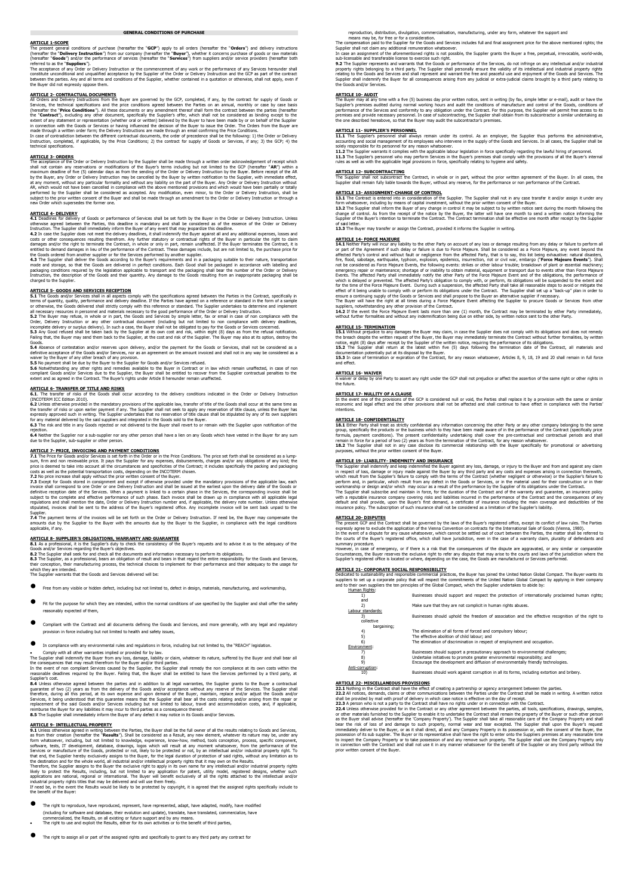# GENERAL CONDITIONS OF PURCHASE

## ARTICLE 1-SCOPE

The present general conditions of purchase (hereafter the "**GCP**") apply to all orders (hereafter the "**Orders**") and delivery instructions (hereafter the "**Delivery Instruction**") from our company (hereafter the "**Buyer**"), whether it concerns purchase of goods or raw materials (hereafter "**Goods**") and/or the performance of services (hereafter the "**Services**") from suppliers and/or service providers (hereafter both referred to as the "**Suppliers**").

The acceptance of any Order or Delivery Instruction or the commencement of any work or the performance of any Services hereunder shall constitute unconditional and unqualified acceptance by the Supplier of the Order or Delivery Instruction and the GCP as part of the contract between the parties. Any and all terms and conditions of the Supplier, whether contained in a quotation or otherwise, shall not apply, even if the Buyer did not expressly oppose them.

## ARTICLE 2- CONTRACTUAL DOCUMENTS

All Orders and Delivery Instructions from the Buyer are governed by the GCP, completed, if any, by the contract for supply of Goods or Services, the technical specifications and the price conditions agreed between the Parties on an annual, monthly or case by case basis (hereafter the "**Price Conditions**"). All these documents or any amendment thereof shall form the contract between the parties (hereafter the "**Contract**"), excluding any other document, specifically the Supplier's offer, which shall not be considered as binding except to the extent of any statement or representation (whether oral or written) believed by the Buyer to have been made by or on behalf of the Supplier in connection with the Goods or Services or having influenced the decision of the Buyer to issue the Order. The Orders from the Buyer are made through a written order form; the Delivery Instructions are made through an email confirming the Price Conditions.

In case of contradiction between the different contractual documents, the order of precedence shall be the following: 1) the Order or Delivery Instruction, completed, if applicable, by the Price Conditions; 2) the contract for supply of Goods or Services, if any; 3) the GCP; 4) the technical specifications.

## ARTICLE 3- ORDERS

The acceptance of the Order or Delivery Instruction by the Supplier shall be made through a written order acknowledgement of receipt which shall not contain any reservations or modifications of the Buyer's terms including but not limited to the GCP (hereafter "**AR**") within a maximum deadline of five (5) calendar days as from the sending of the Order or Delivery Instruction by the Buyer. Before receipt of the AR by the Buyer, any Order or Delivery Instruction may be cancelled by the Buyer by written notification to the Supplier, with immediate effect, at any moment, without any particular formality and without any liability on the part of the Buyer. Any Order or Delivery Instruction without AR, which would not have been cancelled in compliance with the above mentioned provisions and which would have been partially or totally performed by the Supplier shall be considered as accepted. Any modification, even minor, to the Order or Delivery Instruction, shall be subject to the prior written consent of the Buyer and shall be made through an amendment to the Order or Delivery Instruction or through a new Order which supersedes the former one.

## ARTICLE 4- DELIVERY

**4.1** Deadlines for delivery of Goods or performance of Services shall be set forth by the Buyer in the Order or Delivery Instruction. Unless otherwise agreed between the Parties, this deadline is mandatory and shall be considered as of the essence of the Order or Delivery Instruction. The Supplier shall immediately inform the Buyer of any event that may jeopardize this deadline.

**4.2** In case the Supplier does not meet the delivery deadlines, it shall indemnify the Buyer against all and any additional expenses, losses and costs or other consequences resulting therefrom. Any further statutory or contractual rights of the Buyer in particular the right to claim damages and/or the right to terminate the Contract, in whole or only in part, remain unaffected. If the Buyer terminates the Contract, it is entitled to demand damages in lieu of the performance of the Contract. These damages include, but are not limited to, the purchase price for the Goods ordered from another supplier or for the Services performed by another supplier.

**4.3** The Supplier shall deliver the Goods according to the Buyer's requirements and in a packaging suitable to their nature, transportation mode and storage, so that the Goods are delivered in perfect conditions. Each Good shall be packaged in accordance with labelling and packaging conditions required by the legislation applicable to transport and the packaging shall bear the number of the Order or Delivery Instruction, the description of the Goods and their quantity. Any damage to the Goods resulting from an inappropriate packaging shall be charged to the Supplier.

## ARTICLE 5- GOODS AND SERVICES RECEPTION

**5.1** The Goods and/or Services shall in all aspects comply with the specifications agreed between the Parties in the Contract, specifically in terms of quantity, quality, performance and delivery deadline. If the Parties have agreed on a reference or standard in the form of a sample or otherwise, the Goods delivered shall strictly comply with this reference or standard. The Supplier undertakes to determine and implement all necessary resources in personnel and materials necessary to the good performance of the Order or Delivery Instruction.

**5.2** The Buyer may refuse, in whole or in part, the Goods and Services by simple letter, fax or email in case of non compliance with the Order, Delivery Instruction or any other contractual document (including but not limited to non compliance with delivery deadlines, incomplete delivery or surplus delivery). In such a case, the Buyer shall not be obligated to pay for the Goods or Services concerned.

**5.3** Any Good refused shall be taken back by the Supplier at its own cost and risk, within eight (8) days as from the refusal notification. Failing that, the Buyer may send them back to the Supplier, at the cost and risk of the Supplier. The Buyer may also at its option, destroy the Goods.

**5.4** Absence of contestation and/or reserves upon delivery, and/or the payment for the Goods or Services, shall not be considered as a definitive acceptance of the Goods and/or Services, nor as an agreement on the amount invoiced and shall not in any way be considered as a waiver by the Buyer of any other breach of any provision.

**5.5** No payment shall be due by the Buyer to the Supplier for Goods and/or Services refused.

**5.6** Notwithstanding any other rights and remedies available to the Buyer in Contract or in law which remain unaffected, in case of non compliant Goods and/or Services due to the Supplier, the Buyer shall be entitled to recover from the Supplier contractual penalties to the extent and as agreed in the Contract. The Buyer's rights under Article 8 hereunder remain unaffected.

## ARTICLE 6- TRANSFER OF TITLE AND RISKS

**6.1**. The transfer of risks of the Goods shall occur according to the delivery conditions indicated in the Order or Delivery Instruction (INCOTERM ICC Edition 2010).

**6.2** Unless otherwise provided in the mandatory provisions of the applicable law, transfer of title of the Goods shall occur at the same time as the transfer of risks or upon earlier payment if any. The Supplier shall not seek to apply any reservation of title clause, unless the Buyer has expressly approved such in writing. The Supplier undertakes that no reservation of title clause shall be stipulated by any of its own suppliers for any material delivered by the said suppliers and integrated in the Goods sold to the Buyer.

**6.3** The risk and title in any Goods rejected or not delivered to the Buyer shall revert to or remain with the Supplier upon notification of the rejection.

**6.4** Neither the Supplier nor a sub-supplier nor any other person shall have a lien on any Goods which have vested in the Buyer for any sum due to the Supplier, sub-supplier or other person.

## ARTICLE 7- PRICE, INVOICING AND PAYMENT CONDITIONS

**7.1** The Price for Goods and/or Services is set forth in the Order or in the Price Conditions. The price set forth shall be considered as a lump-sum, firm and non reviewable price. It pays the Supplier for any expenses, disbursements, charges and/or any obligations of any kind; the price is deemed to take into account all the circumstances and specificities of the Contract; it includes specifically the packing and packaging costs as well as the potential transportation costs, depending on the INCOTERM chosen.

**7.2** No price increase shall apply without the prior written consent of the Buyer.

**7.3** Except for Goods stored in consignment and except if otherwise provided under the mandatory provisions of the applicable law, each invoice shall correspond to one Order or one Delivery Instruction and shall be issued at the earliest upon the delivery date of the Goods or definitive reception date of the Services. When a payment is linked to a certain phase in the Services, the corresponding invoice shall be subject to the complete and effective performance of such phase. Each invoice shall be drawn up in compliance with all applicable legal regulations and shall mention the date, Order or Delivery Instruction number and, if applicable, the delivery note number. Unless otherwise stipulated, invoices shall be sent to the address of the Buyer's registered office. Any incomplete invoice will be sent back unpaid to the Supplier.

**7.4** The payment terms of the invoices will be set forth on the Order or Delivery Instruction. If need be, the Buyer may compensate the amounts due by the Supplier to the Buyer with the amounts due by the Buyer to the Supplier, in compliance with the legal conditions applicable, if any.

## ARTICLE 8- SUPPLIER'S OBLIGATIONS, WARRANTY AND GUARANTEE

**8.1** As a professional, it is the Supplier's duty to check the consistency of the Buyer's requests and to advise it as to the adequacy of the Goods and/or Services regarding the Buyer's objectives.

**8.2** The Supplier shall seek for and check all the documents and information necessary to perform its obligations.

**8.3** The Supplier, as a professional, bears an obligation of result and bears in that regard the entire responsibility for the Goods and Services, their conception, their manufacturing process, the technical choices to implement for their performance and their adequacy to the usage for which they are intended.

The Supplier warrants that the Goods and Services delivered will be:

- Free from any visible or hidden defect, including but not limited to, defect in design, materials, manufacturing, and workmanship,
- Fit for the purpose for which they are intended, within the normal conditions of use specified by the Supplier and shall offer the safety reasonably expected of them,
- Compliant with the Contract and all documents defining the Goods and Services, and more generally, with any legal and regulatory provision in force including but not limited to health and safety issues,
- In compliance with any environmental rules and regulations in force, including but not limited to, the "REACH" legislation.
- Comply with all other warranties implied or provided for by law.

The Supplier shall indemnify the Buyer from any loss, damage, liability or claim, whatever its nature, suffered by the Buyer and shall bear all the consequences that may result therefrom for the Buyer and/or third parties.

In the event of non compliant Services caused by the Supplier, the Supplier shall remedy the non compliance at its own costs within the reasonable deadlines required by the Buyer. Failing that, the Buyer shall be entitled to have the Services performed by a third party, at Supplier's cost.

**8.4** Unless otherwise agreed between the parties and in addition to all legal warranties, the Supplier grants to the Buyer a contractual guarantee of two (2) years as from the delivery of the Goods and/or acceptance without any reserve of the Services. The Supplier shall therefore, during all this period, at its own expense and upon demand of the Buyer, maintain, replace and/or adjust the Goods and/or Services, it being understood that this guarantee means that the Supplier shall bear all the costs relating and/or arising from the repair or replacement of the said Goods and/or Services including but not limited to labour, travel and accommodation costs, and, if applicable, reimburse the Buyer for any liabilities it may incur to third parties as a consequence thereof.

**8.5** The Supplier shall immediately inform the Buyer of any defect it may notice in its Goods and/or Services.

## ARTICLE 9- INTELLECTUAL PROPERTY

**9.1** Unless otherwise agreed in writing between the Parties, the Buyer shall be the full owner of all the results relating to Goods and Services, as from their creation (hereafter the "**Results**"). Shall be considered as a Result, any new element, whatever its nature may be, under any form whatsoever, including, but not limited to knowledge, experience, know-how, method, tools conception, process, specific component, software, tests, IT development, database, drawings, logos which will result at any moment whatsoever, from the performance of the Services or manufacture of the Goods, protected or not, likely to be protected or not, by an intellectual and/or industrial property right. To that end, the Supplier hereby exclusively assigns to the Buyer, for the legal duration of protection of said rights, without any limitation as to the destination and for the whole world, all industrial and/or intellectual property rights that it may own on the Results.

Therefore, the Supplier assigns to the Buyer the exclusive right to apply in its own name for any intellectual and/or industrial property rights likely to protect the Results, including, but not limited to any application for patent, utility model, registered designs, whether such applications are national, regional or international. The Buyer will benefit exclusively of all the rights attached to the intellectual and/or industrial property rights titles that may be delivered and will use them freely.

If need be, in the event the Results would be likely to be protected by copyright, it is agreed that the assigned rights specifically include to the benefit of the Buyer:

- The right to reproduce, have reproduced, represent, have represented, adapt, have adapted, modify, have modified (including for software and database, their evolution and update), translate, have translated, commercialize, have commercialized, the Results, on all existing or future support and by any means.
- The right to use and exploit the Results, either for its own activities or to the benefit of third parties,
- The right to assign all or part of the assigned rights and specifically to grant to any third party any contract for reproduction, distribution, divulgation, commercialisation, manufacturing, under any form, whatever the support and means may be, for free or for a consideration.

The compensation paid to the Supplier for the Goods and Services includes full and final assignment price for the above mentioned rights; the Supplier shall not claim any additional remuneration whatsoever.

In case an assignment of the aforementioned rights is not possible, the Supplier grants the Buyer a free, perpetual, irrevocable, world-wide, sub-licensable and transferable license to exercise such right.

**9.2** The Supplier represents and warrants that the Goods or performance of the Services, do not infringe on any intellectual and/or industrial property rights belonging to a third party. The Supplier shall personally ensure the validity of its intellectual and industrial property rights relating to the Goods and Services and shall represent and warrant the free and peaceful use and enjoyment of the Goods and Services. The Supplier shall indemnify the Buyer for all consequences arising from any judicial or extra-judicial claims brought by a third party relating to the Goods and/or Services.

## ARTICLE 10- AUDIT

The Buyer may at any time with a five (5) business day prior written notice, sent in writing (by fax, simple letter or e-mail), audit or have the Supplier's premises audited during normal working hours and audit the conditions of manufacture and control of the Goods, conditions of performance of the Services and conformity to any obligation under the Contract. For this purpose, the Supplier will permit free access to its premises and provide necessary personnel. In case of subcontracting, the Supplier shall obtain from its subcontractor a similar undertaking as the one described hereabove, so that the Buyer may audit the subcontractor's premises.

## ARTICLE 11- SUPPLIER'S PERSONNEL

**11.1** The Supplier's personnel shall always remain under its control. As an employer, the Supplier thus performs the administrative, accounting and social management of its employees who intervene in the supply of the Goods and Services. In all cases, the Supplier shall be solely responsible for its personnel for any reason whatsoever.

**11.2** The Supplier warrants it complies with the applicable labour legislation in force specifically regarding the lawful hiring of personnel.

**11.3** The Supplier's personnel who may perform Services in the Buyer's premises shall comply with the provisions of all the Buyer's internal rules as well as with the applicable legal provisions in force, specifically relating to hygiene and safety.

## ARTICLE 12- SUBCONTRACTING

The Supplier shall not subcontract the Contract, in whole or in part, without the prior written agreement of the Buyer. In all cases, the Supplier shall remain fully liable towards the Buyer, without any reserve, for the performance or non performance of the Contract.

## ARTICLE 13- ASSIGNMENT-CHANGE OF CONTROL

**13.1** The Contract is entered into in consideration of the Supplier. The Supplier shall not in any case transfer it and/or assign it under any form whatsoever, including by means of capital investment, without the prior written consent of the Buyer.

**13.2** The Supplier shall inform the Buyer of any change in control it may be subject to by written notice sent during the month following the change of control. As from the receipt of the notice by the Buyer, the latter will have one month to send a written notice informing the Supplier of the Buyer's intention to terminate the Contract. The Contract termination shall be effective one month after receipt by the Supplier of said letter.

**13.3** The Buyer may transfer or assign the Contract, provided it informs the Supplier in writing.

## ARTICLE 14- FORCE MAJEURE

**14.1** Neither Party will incur any liability to the other Party on account of any loss or damage resulting from any delay or failure to perform all or part of the Agreement if such delay or failure is due to Force Majeure. Shall be considered as a Force Majeure, any event beyond the affected Party's control and without fault or negligence from the affected Party, that is to say, this list being exhaustive: natural disasters, fire, flood, sabotage, earthquake, typhoon, explosion, epidemics, insurrection, riot or civil war, embargo ("**Force Majeure Events**"). Shall not be considered as Force Majeure Events, the following events: strikes or other labour trouble; breakdown of plant or essential machinery; emergency repair or maintenance; shortage of or inability to obtain material, equipment or transport due to events other than Force Majeure Events. The affected Party shall immediately notify the other Party of the Force Majeure Event and of the obligations, the performance of which is delayed or prevented. The affected Party's obligation to comply with, or perform, its obligations will be suspended to the extent and for the time of the Force Majeure Event. During such a suspension, the affected Party shall take all reasonable steps to avoid or mitigate the effect of it being unable to comply with or perform its obligations under the Contract. The Supplier shall set up a "back-up" plan in order to ensure a continuing supply of the Goods or Services and shall propose to the Buyer an alternative supplier if necessary.

The Buyer will have the right at all times during a Force Majeure Event affecting the Supplier to procure Goods or Services from other suppliers, notwithstanding any other provision of the Contract.

**14.2** If the event the Force Majeure Event lasts more than one (1) month, the Contract may be terminated by either Party immediately, without further formalities and without any indemnification being due on either side, by written notice sent to the other Party.

## ARTICLE 15- TERMINATION

**15.1** Without prejudice to any damages the Buyer may claim, in case the Supplier does not comply with its obligations and does not remedy the breach despite the written request of the Buyer, the Buyer may immediately terminate the Contract without further formalities, by written notice, eight (8) days after receipt by the Supplier of the written notice, requiring the performance of its obligations.

**15.2** The Supplier shall return at the latest within five (5) days following the termination date of the Contract, all materials and documentation potentially put at its disposal by the Buyer.

**15.3** In case of termination or expiration of the Contract, for any reason whatsoever, Articles 8, 9, 18, 19 and 20 shall remain in full force and effect.

## ARTICLE 16- WAIVER

A waiver or delay by one Party to assert any right under the GCP shall not prejudice or affect the assertion of the same right or other rights in the future.

## ARTICLE 17- NULLITY OF A CLAUSE

In the event one of the provisions of the GCP is considered null or void, the Parties shall replace it by a provision with the same or similar economic and legal effect and the other provisions shall not be affected and shall continue to have effect in compliance with the Parties' intentions.

## ARTICLE 18- CONFIDENTIALITY

**18.1** Either Party shall treat as strictly confidential any information concerning the other Party or any other company belonging to the same group, specifically the products or the business which to they have been made aware of in the performance of the Contract (specifically price formula, payment conditions). The present confidentiality undertaking shall cover the pre-contractual and contractual periods and shall remain in force for a period of two (2) years as from the termination of the Contract, for any reason whatsoever.

**18.2** The Supplier shall not in any case disclose its commercial relationship with the Buyer specifically for promotional or advertising purposes, without the prior written consent of the Buyer.

## ARTICLE 19- LIABILITY- INDEMNITY AND INSURANCE

The Supplier shall indemnify and keep indemnified the Buyer against any loss, damage, or injury to the Buyer and from and against any claim in respect of loss, damage or injury made against the Buyer by any third party and any costs and expenses arising in connection therewith, which result from the Supplier's failure to comply with the terms of the Contract (whether negligent or otherwise) or the Supplier's failure to perform and, in particular, which result from any defect in the Goods or Services, or in the material used for their construction or in their workmanship or design and/or which may occur as a result of the performance by the Supplier of its obligations under the Contract.

The Supplier shall subscribe and maintain in force, for the duration of the Contract and of the warranty and guarantee, an insurance policy with a reputable insurance company covering risks and liabilities incurred in the performance of the Contract and the consequences of any default and shall provide, upon the Buyer's first demand, a certificate of insurance including the main coverage and deductibles of the insurance policy. The subscription of such insurance shall not be considered as a limitation of the Supplier's liability.

## ARTICLE 20- DISPUTES

The present GCP and the Contract shall be governed by the laws of the Buyer's registered office, except its conflict of law rules. The Parties expressly agree to exclude the application of the Vienna Convention on contracts for the International Sale of Goods (Vienna, 1980).

In the event of a dispute for any cause whatsoever, which cannot be settled out of court between the Parties, the matter shall be referred to the courts of the Buyer's registered office, which shall have jurisdiction, even in the case of a warranty claim, plurality of defendants and summary procedure.

However, in case of emergency, or if there is a risk that the consequences of the dispute are aggravated, or any similar or comparable circumstances, the Buyer reserves the exclusive right to refer any dispute that may arise to the courts and laws of the jurisdiction where the Supplier's registered office is located or where, depending on the case, the Goods are manufactured or Services performed.

## ARTICLE 21- CORPORATE SOCIAL RESPONSIBILITY

Dedicated to sustainability and responsible commercial practices, the Buyer has joined the United Nation Global Compact. The Buyer wants its suppliers to set up a corporate policy that will respect the commitments of the United Nation Global Compact by applying in their company and to their own suppliers the ten principles of the Global Compact, which the Supplier undertakes to abide by:

| | |
|---|---|
| Human Rights: | |
| 1) | Businesses should support and respect the protection of internationally proclaimed human rights; and |
| 2) | Make sure that they are not complicit in human rights abuses. |
| Labour standards: | |
| 3) | Businesses should uphold the freedom of association and the effective recognition of the right to collective bargaining; |
| 4) | The elimination of all forms of forced and compulsory labour; |
| 5) | The effective abolition of child labour; and |
| 6) | The elimination of discrimination in respect of employment and occupation. |
| Environment: | |
| 7) | Businesses should support a precautionary approach to environmental challenges; |
| 8) | Undertake initiatives to promote greater environmental responsibility; and |
| 9) | Encourage the development and diffusion of environmentally friendly technologies. |
| Anti-corruption: | |
| 10) | Businesses should work against corruption in all its forms, including extortion and bribery. |

## ARTICLE 22- MISCELLANEOUS PROVISIONS

**22.1** Nothing in the Contract shall have the effect of creating a partnership or agency arrangement between the parties.

**22.2** All notices, demands, claims or other communications between the Parties under the Contract shall be made in writing. A written notice shall be provided by mail with proof of delivery in which case notice is effective on the day of receipt.

**22.3** A person who is not a party to the Contract shall have no rights under or in connection with the Contract.

**22.4** Unless otherwise provided for in the Contract or any other agreement between the parties, all tools, specifications, drawings, samples, or other materials furnished to the Supplier to enable it to undertake the Contract shall remain the property of the Buyer or such other person as the Buyer shall advise (hereafter the 'Company Property'). The Supplier shall take all reasonable care of the Company Property and shall bear the risk of loss of and damage to such property, normal wear and tear excepted. The Supplier shall upon the Buyer's request immediately deliver to the Buyer, or as it shall direct, all and any Company Property in its possession or, with the consent of the Buyer, the possession of its sub supplier. The Buyer or its representative shall have the right to enter onto the Suppliers premises at any reasonable time to inspect the Company Property or to take possession of and any remove such property. The Supplier shall use the Company Property only in connection with the Contract and shall not use it in any manner whatsoever for the benefit of the Supplier or any third party without the prior written consent of the Buyer.